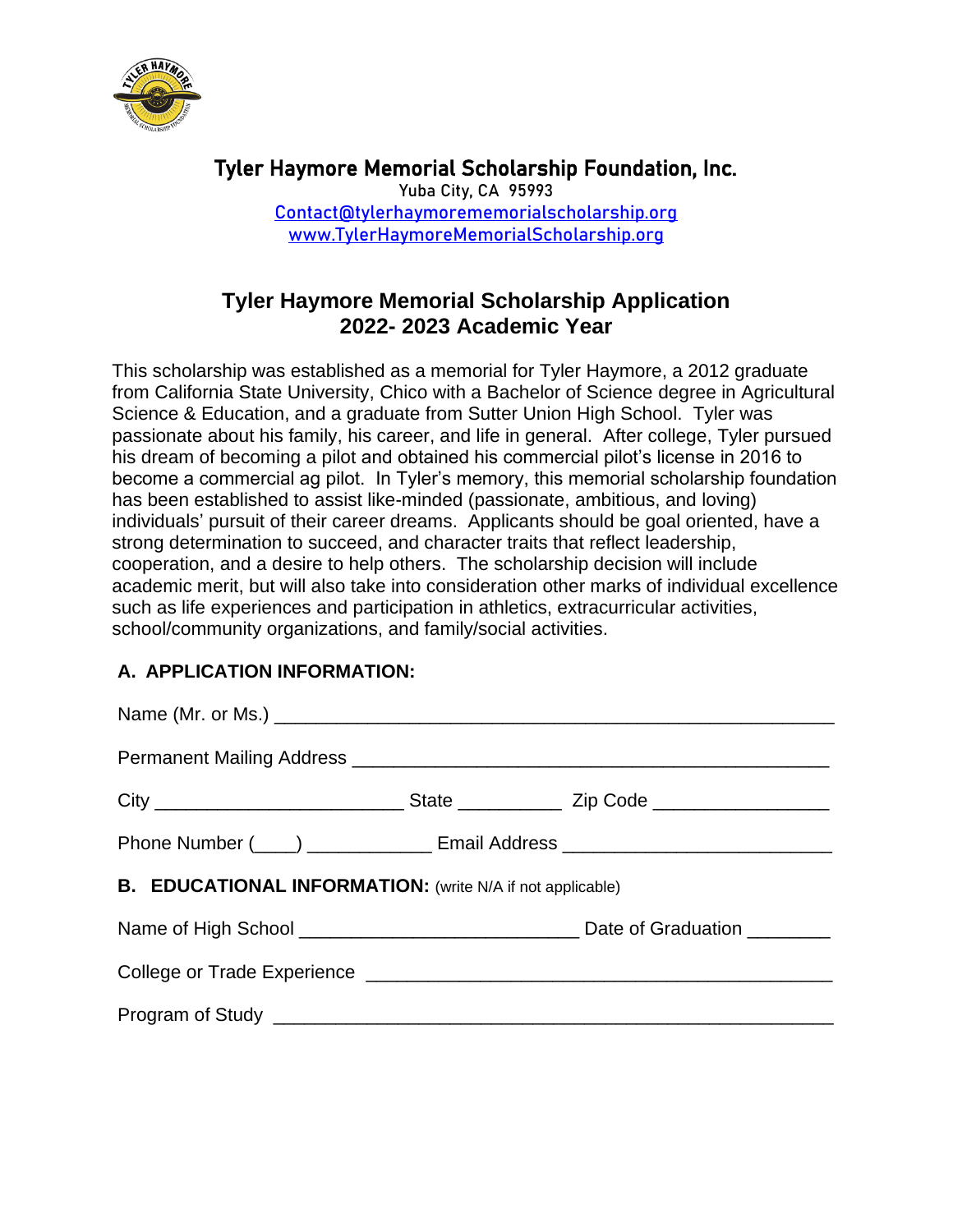**Tyler Haymore Memorial Scholarship Foundation, Inc.**
Yuba City, CA 95993
Contact@tylerhaymorememorialscholarship.org
www.TylerHaymoreMemorialScholarship.org

# Tyler Haymore Memorial Scholarship Application 2022- 2023 Academic Year

This scholarship was established as a memorial for Tyler Haymore, a 2012 graduate from California State University, Chico with a Bachelor of Science degree in Agricultural Science & Education, and a graduate from Sutter Union High School. Tyler was passionate about his family, his career, and life in general. After college, Tyler pursued his dream of becoming a pilot and obtained his commercial pilot's license in 2016 to become a commercial ag pilot. In Tyler's memory, this memorial scholarship foundation has been established to assist like-minded (passionate, ambitious, and loving) individuals' pursuit of their career dreams. Applicants should be goal oriented, have a strong determination to succeed, and character traits that reflect leadership, cooperation, and a desire to help others. The scholarship decision will include academic merit, but will also take into consideration other marks of individual excellence such as life experiences and participation in athletics, extracurricular activities, school/community organizations, and family/social activities.

## A. APPLICATION INFORMATION:

Name (Mr. or Ms.) ____________________________________________________

Permanent Mailing Address ____________________________________________

City ________________________ State __________ Zip Code ________________

Phone Number (____) ____________ Email Address __________________________

## B. EDUCATIONAL INFORMATION: (write N/A if not applicable)

Name of High School ___________________________ Date of Graduation ________

College or Trade Experience ____________________________________________

Program of Study ______________________________________________________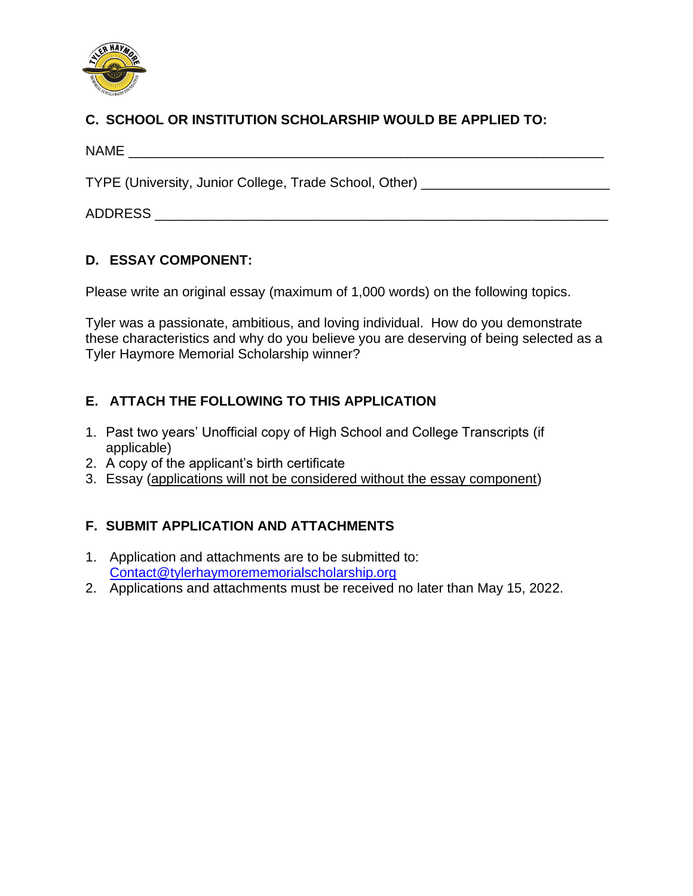## C. SCHOOL OR INSTITUTION SCHOLARSHIP WOULD BE APPLIED TO:

NAME ____________________________________________________________

TYPE (University, Junior College, Trade School, Other) ________________________

ADDRESS __________________________________________________________

## D. ESSAY COMPONENT:

Please write an original essay (maximum of 1,000 words) on the following topics.

Tyler was a passionate, ambitious, and loving individual. How do you demonstrate these characteristics and why do you believe you are deserving of being selected as a Tyler Haymore Memorial Scholarship winner?

## E. ATTACH THE FOLLOWING TO THIS APPLICATION

1. Past two years' Unofficial copy of High School and College Transcripts (if applicable)
2. A copy of the applicant's birth certificate
3. Essay (applications will not be considered without the essay component)

## F. SUBMIT APPLICATION AND ATTACHMENTS

1. Application and attachments are to be submitted to: Contact@tylerhaymorememorialscholarship.org
2. Applications and attachments must be received no later than May 15, 2022.